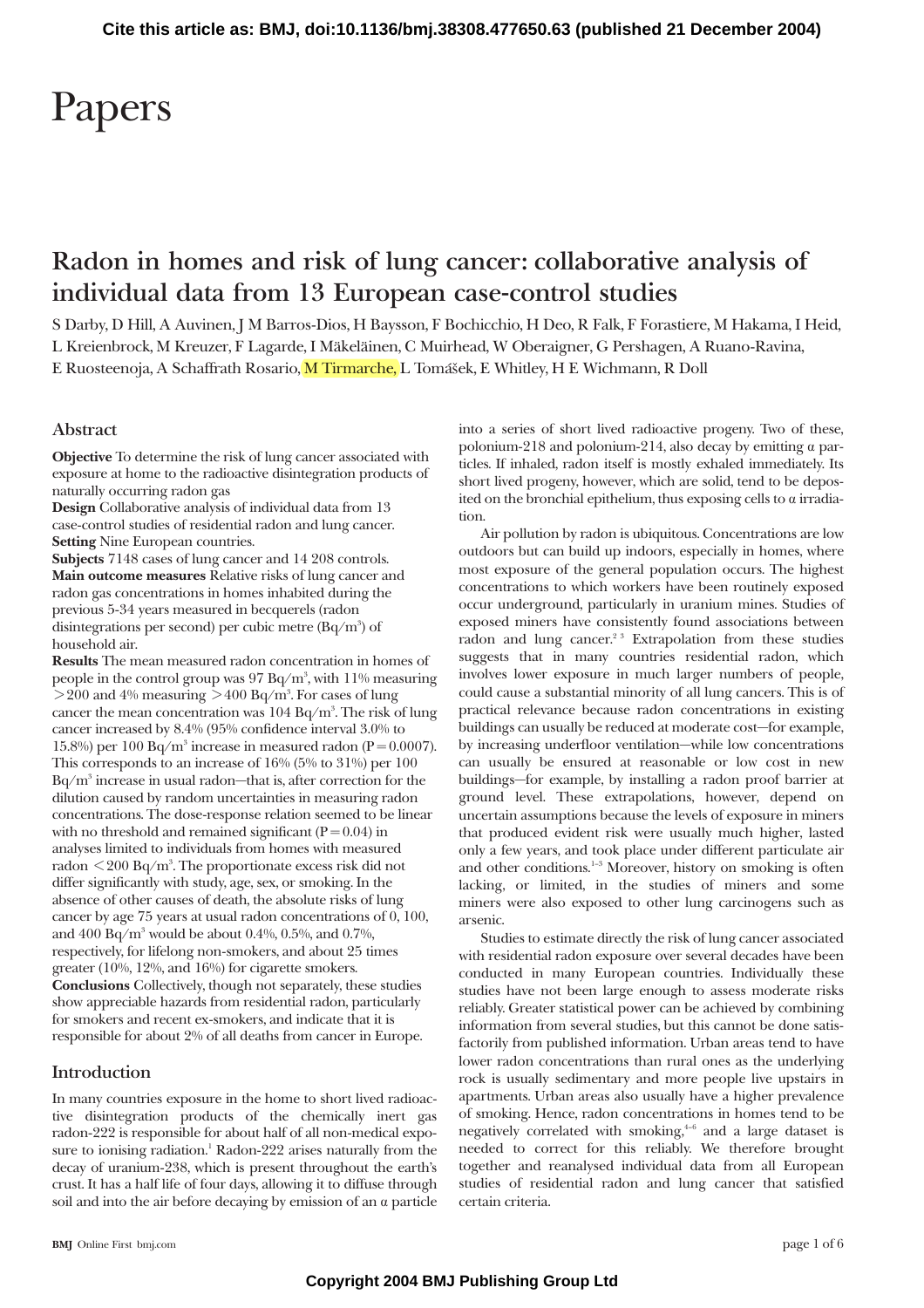Cite this article as: BMJ, doi:10.1136/bmj.38308.477650.63 (published 21 December 2004)

# Papers

## Radon in homes and risk of lung cancer: collaborative analysis of individual data from 13 European case-control studies

S Darby, D Hill, A Auvinen, J M Barros-Dios, H Baysson, F Bochicchio, H Deo, R Falk, F Forastiere, M Hakama, I Heid, L Kreienbrock, M Kreuzer, F Lagarde, I Mäkeläinen, C Muirhead, W Oberaigner, G Pershagen, A Ruano-Ravina, E Ruosteenoja, A Schaffrath Rosario, M Tirmarche, L Tomášek, E Whitley, H E Wichmann, R Doll

### Abstract

**Objective** To determine the risk of lung cancer associated with exposure at home to the radioactive disintegration products of naturally occurring radon gas

**Design** Collaborative analysis of individual data from 13 case-control studies of residential radon and lung cancer.

**Setting** Nine European countries.

**Subjects** 7148 cases of lung cancer and 14 208 controls.

**Main outcome measures** Relative risks of lung cancer and radon gas concentrations in homes inhabited during the previous 5-34 years measured in becquerels (radon disintegrations per second) per cubic metre (Bq/m$^3$) of household air.

**Results** The mean measured radon concentration in homes of people in the control group was 97 Bq/m$^3$, with 11% measuring >200 and 4% measuring >400 Bq/m$^3$. For cases of lung cancer the mean concentration was 104 Bq/m$^3$. The risk of lung cancer increased by 8.4% (95% confidence interval 3.0% to 15.8%) per 100 Bq/m$^3$ increase in measured radon (P=0.0007). This corresponds to an increase of 16% (5% to 31%) per 100 Bq/m$^3$ increase in usual radon—that is, after correction for the dilution caused by random uncertainties in measuring radon concentrations. The dose-response relation seemed to be linear with no threshold and remained significant (P=0.04) in analyses limited to individuals from homes with measured radon <200 Bq/m$^3$. The proportionate excess risk did not differ significantly with study, age, sex, or smoking. In the absence of other causes of death, the absolute risks of lung cancer by age 75 years at usual radon concentrations of 0, 100, and 400 Bq/m$^3$ would be about 0.4%, 0.5%, and 0.7%, respectively, for lifelong non-smokers, and about 25 times greater (10%, 12%, and 16%) for cigarette smokers.

**Conclusions** Collectively, though not separately, these studies show appreciable hazards from residential radon, particularly for smokers and recent ex-smokers, and indicate that it is responsible for about 2% of all deaths from cancer in Europe.

### Introduction

In many countries exposure in the home to short lived radioactive disintegration products of the chemically inert gas radon-222 is responsible for about half of all non-medical exposure to ionising radiation.[1] Radon-222 arises naturally from the decay of uranium-238, which is present throughout the earth's crust. It has a half life of four days, allowing it to diffuse through soil and into the air before decaying by emission of an α particle into a series of short lived radioactive progeny. Two of these, polonium-218 and polonium-214, also decay by emitting α particles. If inhaled, radon itself is mostly exhaled immediately. Its short lived progeny, however, which are solid, tend to be deposited on the bronchial epithelium, thus exposing cells to α irradiation.

Air pollution by radon is ubiquitous. Concentrations are low outdoors but can build up indoors, especially in homes, where most exposure of the general population occurs. The highest concentrations to which workers have been routinely exposed occur underground, particularly in uranium mines. Studies of exposed miners have consistently found associations between radon and lung cancer.[2,3] Extrapolation from these studies suggests that in many countries residential radon, which involves lower exposure in much larger numbers of people, could cause a substantial minority of all lung cancers. This is of practical relevance because radon concentrations in existing buildings can usually be reduced at moderate cost—for example, by increasing underfloor ventilation—while low concentrations can usually be ensured at reasonable or low cost in new buildings—for example, by installing a radon proof barrier at ground level. These extrapolations, however, depend on uncertain assumptions because the levels of exposure in miners that produced evident risk were usually much higher, lasted only a few years, and took place under different particulate air and other conditions.[1-3] Moreover, history on smoking is often lacking, or limited, in the studies of miners and some miners were also exposed to other lung carcinogens such as arsenic.

Studies to estimate directly the risk of lung cancer associated with residential radon exposure over several decades have been conducted in many European countries. Individually these studies have not been large enough to assess moderate risks reliably. Greater statistical power can be achieved by combining information from several studies, but this cannot be done satisfactorily from published information. Urban areas tend to have lower radon concentrations than rural ones as the underlying rock is usually sedimentary and more people live upstairs in apartments. Urban areas also usually have a higher prevalence of smoking. Hence, radon concentrations in homes tend to be negatively correlated with smoking,[4-6] and a large dataset is needed to correct for this reliably. We therefore brought together and reanalysed individual data from all European studies of residential radon and lung cancer that satisfied certain criteria.

Copyright 2004 BMJ Publishing Group Ltd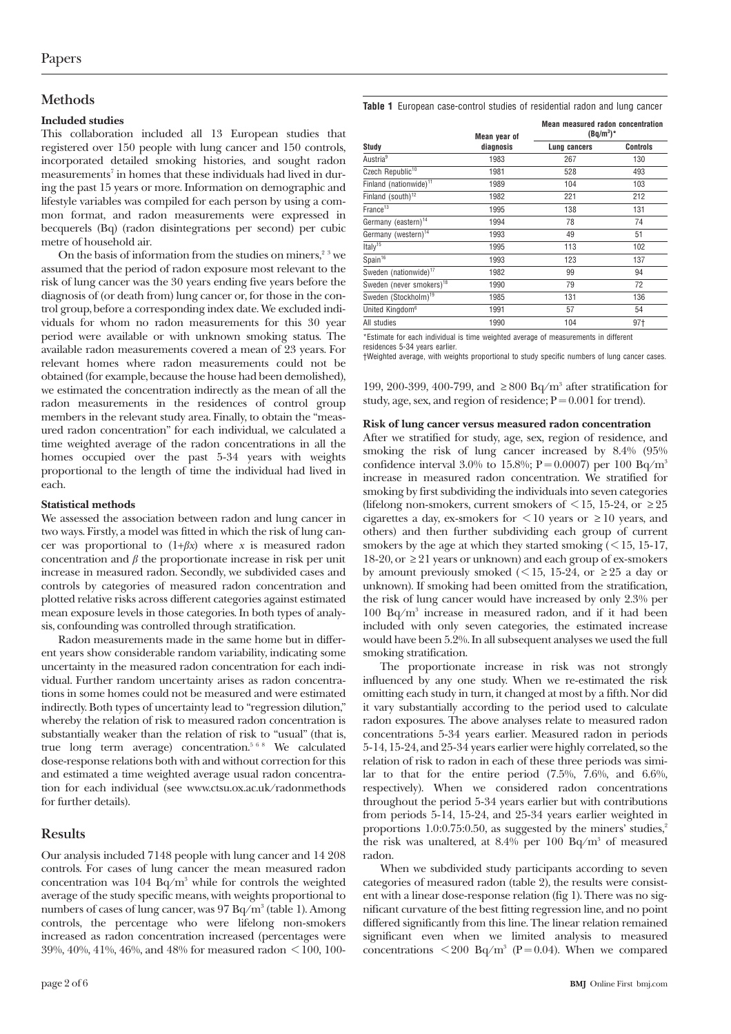## Methods

### Included studies

This collaboration included all 13 European studies that registered over 150 people with lung cancer and 150 controls, incorporated detailed smoking histories, and sought radon measurements[7] in homes that these individuals had lived in during the past 15 years or more. Information on demographic and lifestyle variables was compiled for each person by using a common format, and radon measurements were expressed in becquerels (Bq) (radon disintegrations per second) per cubic metre of household air.

On the basis of information from the studies on miners,[2 3] we assumed that the period of radon exposure most relevant to the risk of lung cancer was the 30 years ending five years before the diagnosis of (or death from) lung cancer or, for those in the control group, before a corresponding index date. We excluded individuals for whom no radon measurements for this 30 year period were available or with unknown smoking status. The available radon measurements covered a mean of 23 years. For relevant homes where radon measurements could not be obtained (for example, because the house had been demolished), we estimated the concentration indirectly as the mean of all the radon measurements in the residences of control group members in the relevant study area. Finally, to obtain the "measured radon concentration" for each individual, we calculated a time weighted average of the radon concentrations in all the homes occupied over the past 5-34 years with weights proportional to the length of time the individual had lived in each.

### Statistical methods

We assessed the association between radon and lung cancer in two ways. Firstly, a model was fitted in which the risk of lung cancer was proportional to $(1+\beta x)$ where $x$ is measured radon concentration and $\beta$ the proportionate increase in risk per unit increase in measured radon. Secondly, we subdivided cases and controls by categories of measured radon concentration and plotted relative risks across different categories against estimated mean exposure levels in those categories. In both types of analysis, confounding was controlled through stratification.

Radon measurements made in the same home but in different years show considerable random variability, indicating some uncertainty in the measured radon concentration for each individual. Further random uncertainty arises as radon concentrations in some homes could not be measured and were estimated indirectly. Both types of uncertainty lead to "regression dilution," whereby the relation of risk to measured radon concentration is substantially weaker than the relation of risk to "usual" (that is, true long term average) concentration.[5 6 8] We calculated dose-response relations both with and without correction for this and estimated a time weighted average usual radon concentration for each individual (see www.ctsu.ox.ac.uk/radonmethods for further details).

## Results

Our analysis included 7148 people with lung cancer and 14 208 controls. For cases of lung cancer the mean measured radon concentration was 104 Bq/m³ while for controls the weighted average of the study specific means, with weights proportional to numbers of cases of lung cancer, was 97 Bq/m³ (table 1). Among controls, the percentage who were lifelong non-smokers increased as radon concentration increased (percentages were 39%, 40%, 41%, 46%, and 48% for measured radon <100, 100-199, 200-399, 400-799, and ≥800 Bq/m³ after stratification for study, age, sex, and region of residence; P=0.001 for trend).

**Table 1** European case-control studies of residential radon and lung cancer

| Study | Mean year of diagnosis | Mean measured radon concentration (Bq/m³)* | |
|---|---|---|---|
| | | Lung cancers | Controls |
| Austria[9] | 1983 | 267 | 130 |
| Czech Republic[10] | 1981 | 528 | 493 |
| Finland (nationwide)[11] | 1989 | 104 | 103 |
| Finland (south)[12] | 1982 | 221 | 212 |
| France[13] | 1995 | 138 | 131 |
| Germany (eastern)[14] | 1994 | 78 | 74 |
| Germany (western)[14] | 1993 | 49 | 51 |
| Italy[15] | 1995 | 113 | 102 |
| Spain[16] | 1993 | 123 | 137 |
| Sweden (nationwide)[17] | 1982 | 99 | 94 |
| Sweden (never smokers)[18] | 1990 | 79 | 72 |
| Sweden (Stockholm)[19] | 1985 | 131 | 136 |
| United Kingdom[6] | 1991 | 57 | 54 |
| All studies | 1990 | 104 | 97† |

*Estimate for each individual is time weighted average of measurements in different residences 5-34 years earlier.

†Weighted average, with weights proportional to study specific numbers of lung cancer cases.

### Risk of lung cancer versus measured radon concentration

After we stratified for study, age, sex, region of residence, and smoking the risk of lung cancer increased by 8.4% (95% confidence interval 3.0% to 15.8%; P=0.0007) per 100 Bq/m³ increase in measured radon concentration. We stratified for smoking by first subdividing the individuals into seven categories (lifelong non-smokers, current smokers of <15, 15-24, or ≥25 cigarettes a day, ex-smokers for <10 years or ≥10 years, and others) and then further subdividing each group of current smokers by the age at which they started smoking (<15, 15-17, 18-20, or ≥21 years or unknown) and each group of ex-smokers by amount previously smoked (<15, 15-24, or ≥25 a day or unknown). If smoking had been omitted from the stratification, the risk of lung cancer would have increased by only 2.3% per 100 Bq/m³ increase in measured radon, and if it had been included with only seven categories, the estimated increase would have been 5.2%. In all subsequent analyses we used the full smoking stratification.

The proportionate increase in risk was not strongly influenced by any one study. When we re-estimated the risk omitting each study in turn, it changed at most by a fifth. Nor did it vary substantially according to the period used to calculate radon exposures. The above analyses relate to measured radon concentrations 5-34 years earlier. Measured radon in periods 5-14, 15-24, and 25-34 years earlier were highly correlated, so the relation of risk to radon in each of these three periods was similar to that for the entire period (7.5%, 7.6%, and 6.6%, respectively). When we considered radon concentrations throughout the period 5-34 years earlier but with contributions from periods 5-14, 15-24, and 25-34 years earlier weighted in proportions 1.0:0.75:0.50, as suggested by the miners' studies,[2] the risk was unaltered, at 8.4% per 100 Bq/m³ of measured radon.

When we subdivided study participants according to seven categories of measured radon (table 2), the results were consistent with a linear dose-response relation (fig 1). There was no significant curvature of the best fitting regression line, and no point differed significantly from this line. The linear relation remained significant even when we limited analysis to measured concentrations <200 Bq/m³ (P=0.04). When we compared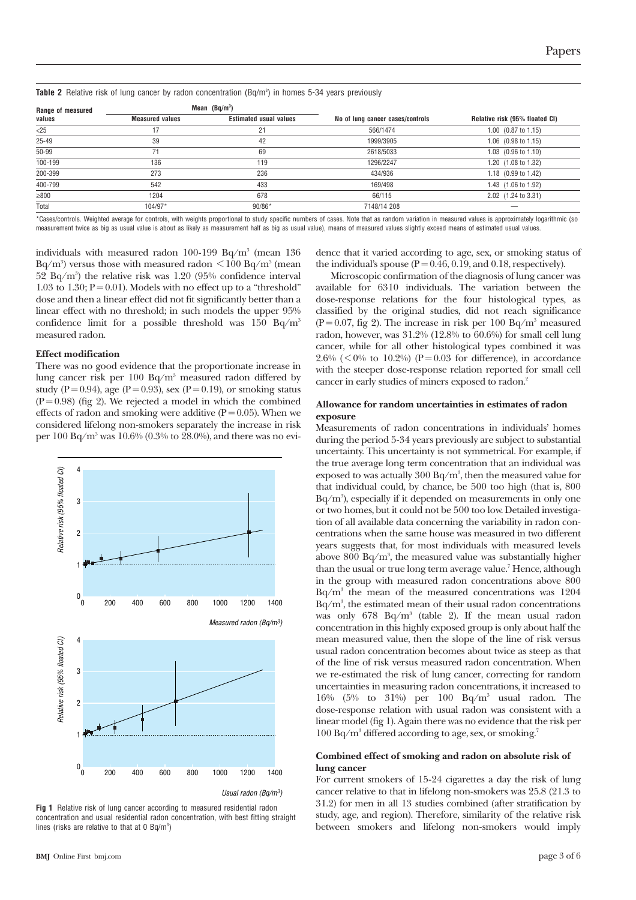**Table 2** Relative risk of lung cancer by radon concentration (Bq/m³) in homes 5-34 years previously

| Range of measured values | Mean (Bq/m³) | | No of lung cancer cases/controls | Relative risk (95% floated CI) |
|---|---|---|---|---|
| | Measured values | Estimated usual values | | |
| <25 | 17 | 21 | 566/1474 | 1.00 (0.87 to 1.15) |
| 25-49 | 39 | 42 | 1999/3905 | 1.06 (0.98 to 1.15) |
| 50-99 | 71 | 69 | 2618/5033 | 1.03 (0.96 to 1.10) |
| 100-199 | 136 | 119 | 1296/2247 | 1.20 (1.08 to 1.32) |
| 200-399 | 273 | 236 | 434/936 | 1.18 (0.99 to 1.42) |
| 400-799 | 542 | 433 | 169/498 | 1.43 (1.06 to 1.92) |
| ≥800 | 1204 | 678 | 66/115 | 2.02 (1.24 to 3.31) |
| Total | 104/97* | 90/86* | 7148/14 208 | — |

*Cases/controls. Weighted average for controls, with weights proportional to study specific numbers of cases. Note that as random variation in measured values is approximately logarithmic (so measurement twice as big as usual value is about as likely as measurement half as big as usual value), means of measured values slightly exceed means of estimated usual values.

individuals with measured radon 100-199 Bq/m³ (mean 136 Bq/m³) versus those with measured radon <100 Bq/m³ (mean 52 Bq/m³) the relative risk was 1.20 (95% confidence interval 1.03 to 1.30; P = 0.01). Models with no effect up to a "threshold" dose and then a linear effect did not fit significantly better than a linear effect with no threshold; in such models the upper 95% confidence limit for a possible threshold was 150 Bq/m³ measured radon.

#### Effect modification

There was no good evidence that the proportionate increase in lung cancer risk per 100 Bq/m³ measured radon differed by study (P = 0.94), age (P = 0.93), sex (P = 0.19), or smoking status (P = 0.98) (fig 2). We rejected a model in which the combined effects of radon and smoking were additive (P = 0.05). When we considered lifelong non-smokers separately the increase in risk per 100 Bq/m³ was 10.6% (0.3% to 28.0%), and there was no evidence that it varied according to age, sex, or smoking status of the individual's spouse (P = 0.46, 0.19, and 0.18, respectively).

Microscopic confirmation of the diagnosis of lung cancer was available for 6310 individuals. The variation between the dose-response relations for the four histological types, as classified by the original studies, did not reach significance (P = 0.07, fig 2). The increase in risk per 100 Bq/m³ measured radon, however, was 31.2% (12.8% to 60.6%) for small cell lung cancer, while for all other histological types combined it was 2.6% (<0% to 10.2%) (P = 0.03 for difference), in accordance with the steeper dose-response relation reported for small cell cancer in early studies of miners exposed to radon.[2]

**Fig 1** Relative risk of lung cancer according to measured residential radon concentration and usual residential radon concentration, with best fitting straight lines (risks are relative to that at 0 Bq/m³)

#### Allowance for random uncertainties in estimates of radon exposure

Measurements of radon concentrations in individuals' homes during the period 5-34 years previously are subject to substantial uncertainty. This uncertainty is not symmetrical. For example, if the true average long term concentration that an individual was exposed to was actually 300 Bq/m³, then the measured value for that individual could, by chance, be 500 too high (that is, 800 Bq/m³), especially if it depended on measurements in only one or two homes, but it could not be 500 too low. Detailed investigation of all available data concerning the variability in radon concentrations when the same house was measured in two different years suggests that, for most individuals with measured levels above 800 Bq/m³, the measured value was substantially higher than the usual or true long term average value.[7] Hence, although in the group with measured radon concentrations above 800 Bq/m³ the mean of the measured concentrations was 1204 Bq/m³, the estimated mean of their usual radon concentrations was only 678 Bq/m³ (table 2). If the mean usual radon concentration in this highly exposed group is only about half the mean measured value, then the slope of the line of risk versus usual radon concentration becomes about twice as steep as that of the line of risk versus measured radon concentration. When we re-estimated the risk of lung cancer, correcting for random uncertainties in measuring radon concentrations, it increased to 16% (5% to 31%) per 100 Bq/m³ usual radon. The dose-response relation with usual radon was consistent with a linear model (fig 1). Again there was no evidence that the risk per 100 Bq/m³ differed according to age, sex, or smoking.[7]

#### Combined effect of smoking and radon on absolute risk of lung cancer

For current smokers of 15-24 cigarettes a day the risk of lung cancer relative to that in lifelong non-smokers was 25.8 (21.3 to 31.2) for men in all 13 studies combined (after stratification by study, age, and region). Therefore, similarity of the relative risk between smokers and lifelong non-smokers would imply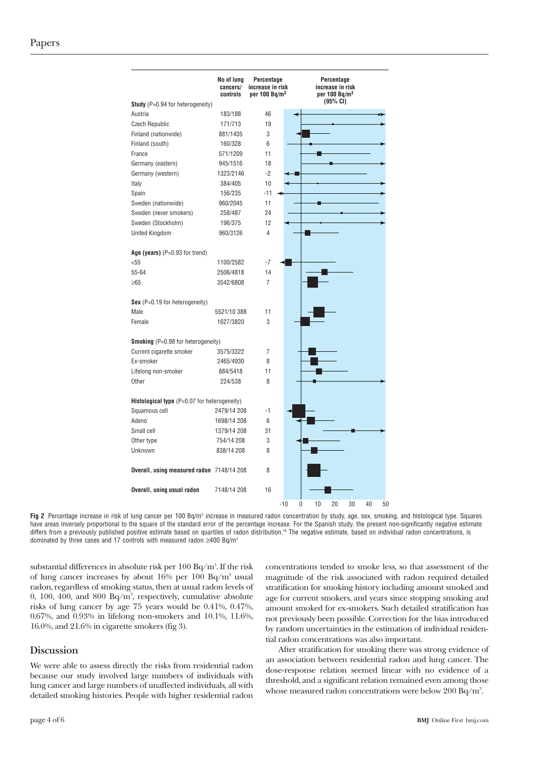| | No of lung cancers/ controls | Percentage increase in risk per 100 Bq/m³ |
|---|---|---|
| **Study** (P=0.94 for heterogeneity) | | |
| Austria | 183/188 | 46 |
| Czech Republic | 171/713 | 19 |
| Finland (nationwide) | 881/1435 | 3 |
| Finland (south) | 160/328 | 6 |
| France | 571/1209 | 11 |
| Germany (eastern) | 945/1516 | 18 |
| Germany (western) | 1323/2146 | -2 |
| Italy | 384/405 | 10 |
| Spain | 156/235 | -11 |
| Sweden (nationwide) | 960/2045 | 11 |
| Sweden (never smokers) | 258/487 | 24 |
| Sweden (Stockholm) | 196/375 | 12 |
| United Kingdom | 960/3126 | 4 |
| **Age (years)** (P=0.93 for trend) | | |
| <55 | 1100/2582 | -7 |
| 55-64 | 2506/4818 | 14 |
| ≥65 | 3542/6808 | 7 |
| **Sex** (P=0.19 for heterogeneity) | | |
| Male | 5521/10 388 | 11 |
| Female | 1627/3820 | 3 |
| **Smoking** (P=0.98 for heterogeneity) | | |
| Current cigarette smoker | 3575/3322 | 7 |
| Ex-smoker | 2465/4930 | 8 |
| Lifelong non-smoker | 884/5418 | 11 |
| Other | 224/538 | 8 |
| **Histological type** (P=0.07 for heterogeneity) | | |
| Squamous cell | 2479/14 208 | -1 |
| Adeno | 1698/14 208 | 6 |
| Small cell | 1379/14 208 | 31 |
| Other type | 754/14 208 | 3 |
| Unknown | 838/14 208 | 8 |
| **Overall, using measured radon** | 7148/14 208 | 8 |
| **Overall, using usual radon** | 7148/14 208 | 16 |

**Fig 2** Percentage increase in risk of lung cancer per 100 Bq/m³ increase in measured radon concentration by study, age, sex, smoking, and histological type. Squares have areas inversely proportional to the square of the standard error of the percentage increase. For the Spanish study, the present non-significantly negative estimate differs from a previously published positive estimate based on quartiles of radon distribution.[16] The negative estimate, based on individual radon concentrations, is dominated by three cases and 17 controls with measured radon ≥400 Bq/m³

substantial differences in absolute risk per 100 Bq/m³. If the risk of lung cancer increases by about 16% per 100 Bq/m³ usual radon, regardless of smoking status, then at usual radon levels of 0, 100, 400, and 800 Bq/m³, respectively, cumulative absolute risks of lung cancer by age 75 years would be 0.41%, 0.47%, 0.67%, and 0.93% in lifelong non-smokers and 10.1%, 11.6%, 16.0%, and 21.6% in cigarette smokers (fig 3).

## Discussion

We were able to assess directly the risks from residential radon because our study involved large numbers of individuals with lung cancer and large numbers of unaffected individuals, all with detailed smoking histories. People with higher residential radon concentrations tended to smoke less, so that assessment of the magnitude of the risk associated with radon required detailed stratification for smoking history including amount smoked and age for current smokers, and years since stopping smoking and amount smoked for ex-smokers. Such detailed stratification has not previously been possible. Correction for the bias introduced by random uncertainties in the estimation of individual residential radon concentrations was also important.

After stratification for smoking there was strong evidence of an association between residential radon and lung cancer. The dose-response relation seemed linear with no evidence of a threshold, and a significant relation remained even among those whose measured radon concentrations were below 200 Bq/m³.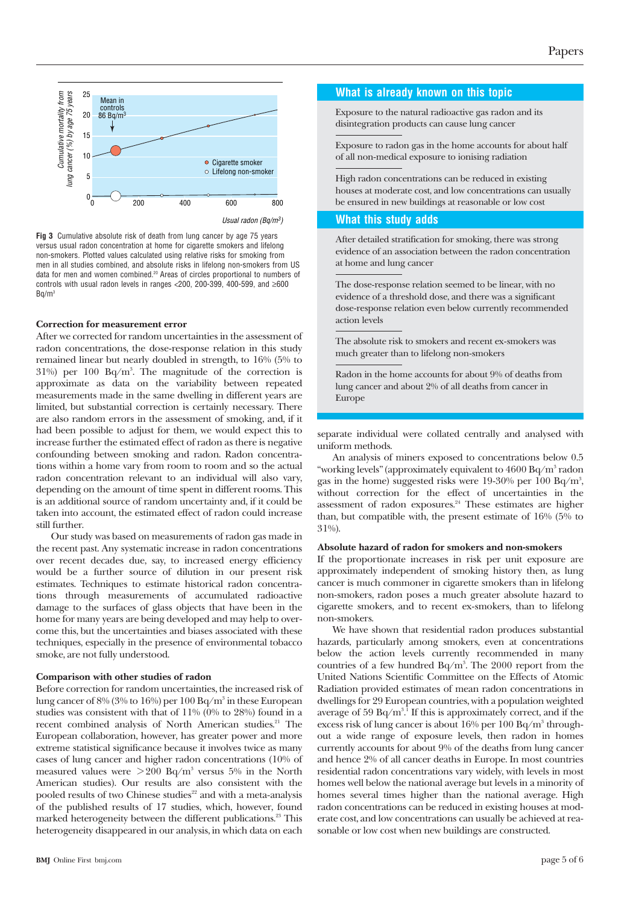Fig 3 Cumulative absolute risk of death from lung cancer by age 75 years versus usual radon concentration at home for cigarette smokers and lifelong non-smokers. Plotted values calculated using relative risks for smoking from men in all studies combined, and absolute risks in lifelong non-smokers from US data for men and women combined.[20] Areas of circles proportional to numbers of controls with usual radon levels in ranges <200, 200-399, 400-599, and ≥600 Bq/m[3]

### Correction for measurement error

After we corrected for random uncertainties in the assessment of radon concentrations, the dose-response relation in this study remained linear but nearly doubled in strength, to 16% (5% to 31%) per 100 Bq/m[3]. The magnitude of the correction is approximate as data on the variability between repeated measurements made in the same dwelling in different years are limited, but substantial correction is certainly necessary. There are also random errors in the assessment of smoking, and, if it had been possible to adjust for them, we would expect this to increase further the estimated effect of radon as there is negative confounding between smoking and radon. Radon concentrations within a home vary from room to room and so the actual radon concentration relevant to an individual will also vary, depending on the amount of time spent in different rooms. This is an additional source of random uncertainty and, if it could be taken into account, the estimated effect of radon could increase still further.

Our study was based on measurements of radon gas made in the recent past. Any systematic increase in radon concentrations over recent decades due, say, to increased energy efficiency would be a further source of dilution in our present risk estimates. Techniques to estimate historical radon concentrations through measurements of accumulated radioactive damage to the surfaces of glass objects that have been in the home for many years are being developed and may help to overcome this, but the uncertainties and biases associated with these techniques, especially in the presence of environmental tobacco smoke, are not fully understood.

### Comparison with other studies of radon

Before correction for random uncertainties, the increased risk of lung cancer of 8% (3% to 16%) per 100 Bq/m[3] in these European studies was consistent with that of 11% (0% to 28%) found in a recent combined analysis of North American studies.[21] The European collaboration, however, has greater power and more extreme statistical significance because it involves twice as many cases of lung cancer and higher radon concentrations (10% of measured values were >200 Bq/m[3] versus 5% in the North American studies). Our results are also consistent with the pooled results of two Chinese studies[22] and with a meta-analysis of the published results of 17 studies, which, however, found marked heterogeneity between the different publications.[23] This heterogeneity disappeared in our analysis, in which data on each separate individual were collated centrally and analysed with uniform methods.

An analysis of miners exposed to concentrations below 0.5 "working levels" (approximately equivalent to 4600 Bq/m[3] radon gas in the home) suggested risks were 19-30% per 100 Bq/m[3], without correction for the effect of uncertainties in the assessment of radon exposures.[24] These estimates are higher than, but compatible with, the present estimate of 16% (5% to 31%).

### Absolute hazard of radon for smokers and non-smokers

If the proportionate increases in risk per unit exposure are approximately independent of smoking history then, as lung cancer is much commoner in cigarette smokers than in lifelong non-smokers, radon poses a much greater absolute hazard to cigarette smokers, and to recent ex-smokers, than to lifelong non-smokers.

We have shown that residential radon produces substantial hazards, particularly among smokers, even at concentrations below the action levels currently recommended in many countries of a few hundred Bq/m[3]. The 2000 report from the United Nations Scientific Committee on the Effects of Atomic Radiation provided estimates of mean radon concentrations in dwellings for 29 European countries, with a population weighted average of 59 Bq/m[3].[1] If this is approximately correct, and if the excess risk of lung cancer is about 16% per 100 Bq/m[3] throughout a wide range of exposure levels, then radon in homes currently accounts for about 9% of the deaths from lung cancer and hence 2% of all cancer deaths in Europe. In most countries residential radon concentrations vary widely, with levels in most homes well below the national average but levels in a minority of homes several times higher than the national average. High radon concentrations can be reduced in existing houses at moderate cost, and low concentrations can usually be achieved at reasonable or low cost when new buildings are constructed.

## What is already known on this topic

Exposure to the natural radioactive gas radon and its disintegration products can cause lung cancer

Exposure to radon gas in the home accounts for about half of all non-medical exposure to ionising radiation

High radon concentrations can be reduced in existing houses at moderate cost, and low concentrations can usually be ensured in new buildings at reasonable or low cost

## What this study adds

After detailed stratification for smoking, there was strong evidence of an association between the radon concentration at home and lung cancer

The dose-response relation seemed to be linear, with no evidence of a threshold dose, and there was a significant dose-response relation even below currently recommended action levels

The absolute risk to smokers and recent ex-smokers was much greater than to lifelong non-smokers

Radon in the home accounts for about 9% of deaths from lung cancer and about 2% of all deaths from cancer in Europe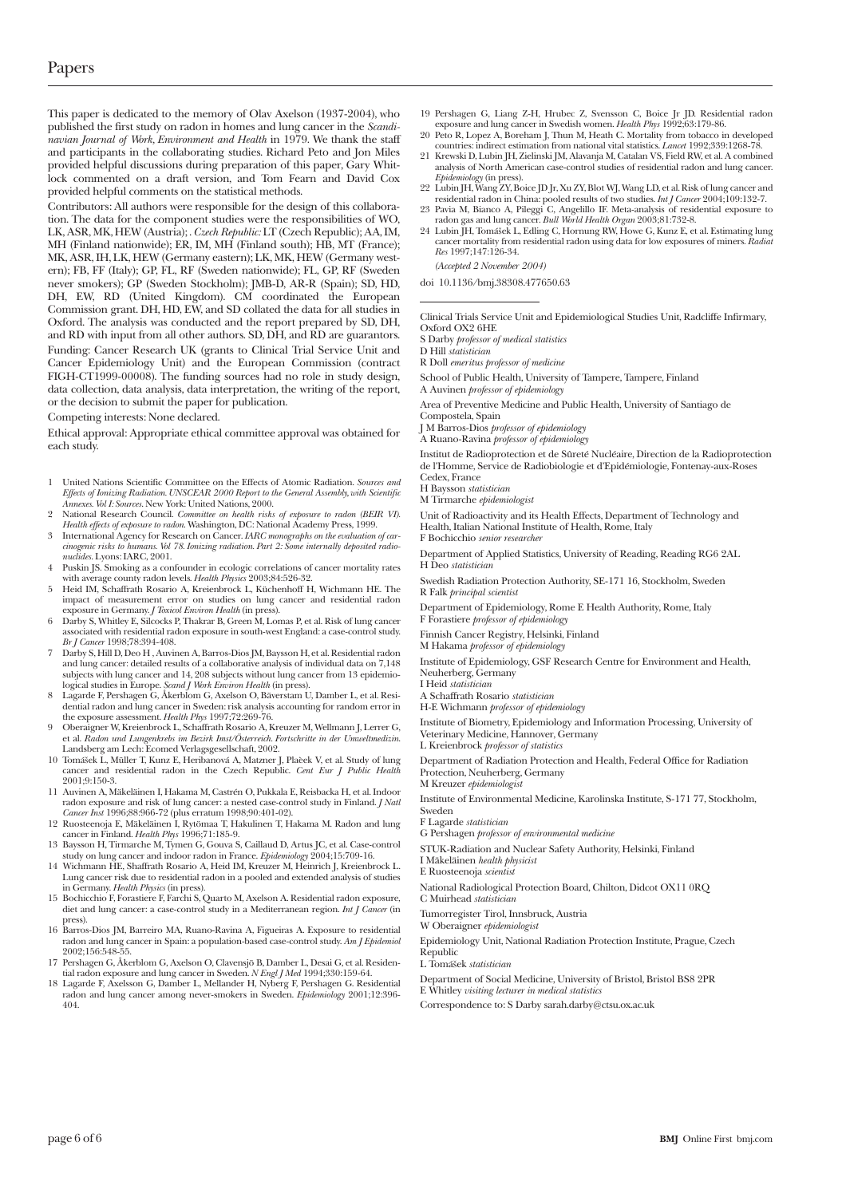This paper is dedicated to the memory of Olav Axelson (1937-2004), who published the first study on radon in homes and lung cancer in the *Scandinavian Journal of Work, Environment and Health* in 1979. We thank the staff and participants in the collaborating studies. Richard Peto and Jon Miles provided helpful discussions during preparation of this paper, Gary Whitlock commented on a draft version, and Tom Fearn and David Cox provided helpful comments on the statistical methods.

Contributors: All authors were responsible for the design of this collaboration. The data for the component studies were the responsibilities of WO, LK, ASR, MK, HEW (Austria); . *Czech Republic:* LT (Czech Republic); AA, IM, MH (Finland nationwide); ER, IM, MH (Finland south); HB, MT (France); MK, ASR, IH, LK, HEW (Germany eastern); LK, MK, HEW (Germany western); FB, FF (Italy); GP, FL, RF (Sweden nationwide); FL, GP, RF (Sweden never smokers); GP (Sweden Stockholm); JMB-D, AR-R (Spain); SD, HD, DH, EW, RD (United Kingdom). CM coordinated the European Commission grant. DH, HD, EW, and SD collated the data for all studies in Oxford. The analysis was conducted and the report prepared by SD, DH, and RD with input from all other authors. SD, DH, and RD are guarantors.

Funding: Cancer Research UK (grants to Clinical Trial Service Unit and Cancer Epidemiology Unit) and the European Commission (contract FIGH-CT1999-00008). The funding sources had no role in study design, data collection, data analysis, data interpretation, the writing of the report, or the decision to submit the paper for publication.

Competing interests: None declared.

Ethical approval: Appropriate ethical committee approval was obtained for each study.

1. United Nations Scientific Committee on the Effects of Atomic Radiation. *Sources and Effects of Ionizing Radiation. UNSCEAR 2000 Report to the General Assembly, with Scientific Annexes. Vol I: Sources.* New York: United Nations, 2000.
2. National Research Council. *Committee on health risks of exposure to radon (BEIR VI). Health effects of exposure to radon.* Washington, DC: National Academy Press, 1999.
3. International Agency for Research on Cancer. *IARC monographs on the evaluation of carcinogenic risks to humans. Vol 78. Ionizing radiation. Part 2: Some internally deposited radionuclides.* Lyons: IARC, 2001.
4. Puskin JS. Smoking as a confounder in ecologic correlations of cancer mortality rates with average county radon levels. *Health Physics* 2003;84:526-32.
5. Heid IM, Schaffrath Rosario A, Kreienbrock L, Küchenhoff H, Wichmann HE. The impact of measurement error on studies on lung cancer and residential radon exposure in Germany. *J Toxicol Environ Health* (in press).
6. Darby S, Whitley E, Silcocks P, Thakrar B, Green M, Lomas P, et al. Risk of lung cancer associated with residential radon exposure in south-west England: a case-control study. *Br J Cancer* 1998;78:394-408.
7. Darby S, Hill D, Deo H , Auvinen A, Barros-Dios JM, Baysson H, et al. Residential radon and lung cancer: detailed results of a collaborative analysis of individual data on 7,148 subjects with lung cancer and 14, 208 subjects without lung cancer from 13 epidemiological studies in Europe. *Scand J Work Environ Health* (in press).
8. Lagarde F, Pershagen G, Åkerblom G, Axelson O, Bäverstam U, Damber L, et al. Residential radon and lung cancer in Sweden: risk analysis accounting for random error in the exposure assessment. *Health Phys* 1997;72:269-76.
9. Oberaigner W, Kreienbrock L, Schaffrath Rosario A, Kreuzer M, Wellmann J, Lerrer G, et al. *Radon und Lungenkrebs im Bezirk Imst/Österreich. Fortschritte in der Umweltmedizin.* Landsberg am Lech: Ecomed Verlagsgesellschaft, 2002.
10. Tomášek L, Müller T, Kunz E, Heribanová A, Matzner J, Plaček V, et al. Study of lung cancer and residential radon in the Czech Republic. *Cent Eur J Public Health* 2001;9:150-3.
11. Auvinen A, Mäkeläinen I, Hakama M, Castrén O, Pukkala E, Reisbacka H, et al. Indoor radon exposure and risk of lung cancer: a nested case-control study in Finland. *J Natl Cancer Inst* 1996;88:966-72 (plus erratum 1998;90:401-02).
12. Ruosteenoja E, Mäkeläinen I, Rytömaa T, Hakulinen T, Hakama M. Radon and lung cancer in Finland. *Health Phys* 1996;71:185-9.
13. Baysson H, Tirmarche M, Tymen G, Gouva S, Caillaud D, Artus JC, et al. Case-control study on lung cancer and indoor radon in France. *Epidemiology* 2004;15:709-16.
14. Wichmann HE, Shaffrath Rosario A, Heid IM, Kreuzer M, Heinrich J, Kreienbrock L. Lung cancer risk due to residential radon in a pooled and extended analysis of studies in Germany. *Health Physics* (in press).
15. Bochicchio F, Forastiere F, Farchi S, Quarto M, Axelson A. Residential radon exposure, diet and lung cancer: a case-control study in a Mediterranean region. *Int J Cancer* (in press).
16. Barros-Dios JM, Barreiro MA, Ruano-Ravina A, Figueiras A. Exposure to residential radon and lung cancer in Spain: a population-based case-control study. *Am J Epidemiol* 2002;156:548-55.
17. Pershagen G, Åkerblom G, Axelson O, Clavensjö B, Damber L, Desai G, et al. Residential radon exposure and lung cancer in Sweden. *N Engl J Med* 1994;330:159-64.
18. Lagarde F, Axelsson G, Damber L, Mellander H, Nyberg F, Pershagen G. Residential radon and lung cancer among never-smokers in Sweden. *Epidemiology* 2001;12:396-404.
19. Pershagen G, Liang Z-H, Hrubec Z, Svensson C, Boice Jr JD. Residential radon exposure and lung cancer in Swedish women. *Health Phys* 1992;63:179-86.
20. Peto R, Lopez A, Boreham J, Thun M, Heath C. Mortality from tobacco in developed countries: indirect estimation from national vital statistics. *Lancet* 1992;339:1268-78.
21. Krewski D, Lubin JH, Zielinski JM, Alavanja M, Catalan VS, Field RW, et al. A combined analysis of North American case-control studies of residential radon and lung cancer. *Epidemiology* (in press).
22. Lubin JH, Wang ZY, Boice JD Jr, Xu ZY, Blot WJ, Wang LD, et al. Risk of lung cancer and residential radon in China: pooled results of two studies. *Int J Cancer* 2004;109:132-7.
23. Pavia M, Bianco A, Pileggi C, Angelillo IF. Meta-analysis of residential exposure to radon gas and lung cancer. *Bull World Health Organ* 2003;81:732-8.
24. Lubin JH, Tomášek L, Edling C, Hornung RW, Howe G, Kunz E, et al. Estimating lung cancer mortality from residential radon using data for low exposures of miners. *Radiat Res* 1997;147:126-34.

*(Accepted 2 November 2004)*

doi 10.1136/bmj.38308.477650.63

Clinical Trials Service Unit and Epidemiological Studies Unit, Radcliffe Infirmary, Oxford OX2 6HE
S Darby *professor of medical statistics*
D Hill *statistician*
R Doll *emeritus professor of medicine*

School of Public Health, University of Tampere, Tampere, Finland
A Auvinen *professor of epidemiology*

Area of Preventive Medicine and Public Health, University of Santiago de Compostela, Spain
J M Barros-Dios *professor of epidemiology*
A Ruano-Ravina *professor of epidemiology*

Institut de Radioprotection et de Sûreté Nucléaire, Direction de la Radioprotection de l'Homme, Service de Radiobiologie et d'Epidémiologie, Fontenay-aux-Roses Cedex, France
H Baysson *statistician*
M Tirmarche *epidemiologist*

Unit of Radioactivity and its Health Effects, Department of Technology and Health, Italian National Institute of Health, Rome, Italy
F Bochicchio *senior researcher*

Department of Applied Statistics, University of Reading, Reading RG6 2AL
H Deo *statistician*

Swedish Radiation Protection Authority, SE-171 16, Stockholm, Sweden
R Falk *principal scientist*

Department of Epidemiology, Rome E Health Authority, Rome, Italy
F Forastiere *professor of epidemiology*

Finnish Cancer Registry, Helsinki, Finland
M Hakama *professor of epidemiology*

Institute of Epidemiology, GSF Research Centre for Environment and Health, Neuherberg, Germany
I Heid *statistician*
A Schaffrath Rosario *statistician*
H-E Wichmann *professor of epidemiology*

Institute of Biometry, Epidemiology and Information Processing, University of Veterinary Medicine, Hannover, Germany
L Kreienbrock *professor of statistics*

Department of Radiation Protection and Health, Federal Office for Radiation Protection, Neuherberg, Germany
M Kreuzer *epidemiologist*

Institute of Environmental Medicine, Karolinska Institute, S-171 77, Stockholm, Sweden
F Lagarde *statistician*
G Pershagen *professor of environmental medicine*

STUK-Radiation and Nuclear Safety Authority, Helsinki, Finland
I Mäkeläinen *health physicist*
E Ruosteenoja *scientist*

National Radiological Protection Board, Chilton, Didcot OX11 0RQ
C Muirhead *statistician*

Tumorregister Tirol, Innsbruck, Austria
W Oberaigner *epidemiologist*

Epidemiology Unit, National Radiation Protection Institute, Prague, Czech Republic
L Tomášek *statistician*

Department of Social Medicine, University of Bristol, Bristol BS8 2PR
E Whitley *visiting lecturer in medical statistics*

Correspondence to: S Darby sarah.darby@ctsu.ox.ac.uk